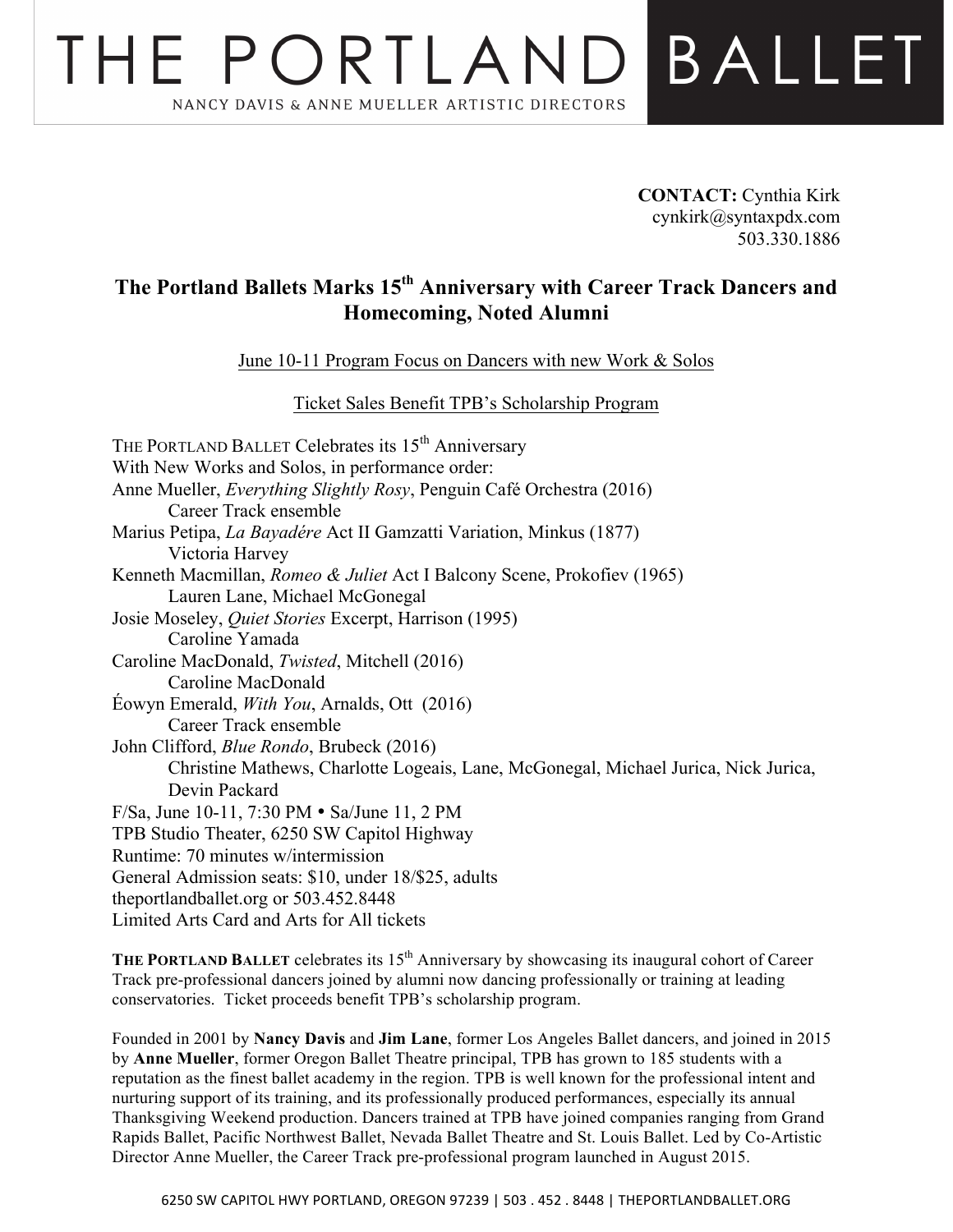# THE PORTLAND BALLET

NANCY DAVIS & ANNE MUELLER ARTISTIC DIRECTORS

**CONTACT:** Cynthia Kirk
cynkirk@syntaxpdx.com
503.330.1886

## The Portland Ballets Marks 15th Anniversary with Career Track Dancers and Homecoming, Noted Alumni

June 10-11 Program Focus on Dancers with new Work & Solos

Ticket Sales Benefit TPB's Scholarship Program

THE PORTLAND BALLET Celebrates its 15th Anniversary
With New Works and Solos, in performance order:
Anne Mueller, *Everything Slightly Rosy*, Penguin Café Orchestra (2016)
    Career Track ensemble
Marius Petipa, *La Bayadére* Act II Gamzatti Variation, Minkus (1877)
    Victoria Harvey
Kenneth Macmillan, *Romeo & Juliet* Act I Balcony Scene, Prokofiev (1965)
    Lauren Lane, Michael McGonegal
Josie Moseley, *Quiet Stories* Excerpt, Harrison (1995)
    Caroline Yamada
Caroline MacDonald, *Twisted*, Mitchell (2016)
    Caroline MacDonald
Éowyn Emerald, *With You*, Arnalds, Ott (2016)
    Career Track ensemble
John Clifford, *Blue Rondo*, Brubeck (2016)
    Christine Mathews, Charlotte Logeais, Lane, McGonegal, Michael Jurica, Nick Jurica, Devin Packard
F/Sa, June 10-11, 7:30 PM • Sa/June 11, 2 PM
TPB Studio Theater, 6250 SW Capitol Highway
Runtime: 70 minutes w/intermission
General Admission seats: $10, under 18/$25, adults
theportlandballet.org or 503.452.8448
Limited Arts Card and Arts for All tickets

**THE PORTLAND BALLET** celebrates its 15th Anniversary by showcasing its inaugural cohort of Career Track pre-professional dancers joined by alumni now dancing professionally or training at leading conservatories. Ticket proceeds benefit TPB's scholarship program.

Founded in 2001 by **Nancy Davis** and **Jim Lane**, former Los Angeles Ballet dancers, and joined in 2015 by **Anne Mueller**, former Oregon Ballet Theatre principal, TPB has grown to 185 students with a reputation as the finest ballet academy in the region. TPB is well known for the professional intent and nurturing support of its training, and its professionally produced performances, especially its annual Thanksgiving Weekend production. Dancers trained at TPB have joined companies ranging from Grand Rapids Ballet, Pacific Northwest Ballet, Nevada Ballet Theatre and St. Louis Ballet. Led by Co-Artistic Director Anne Mueller, the Career Track pre-professional program launched in August 2015.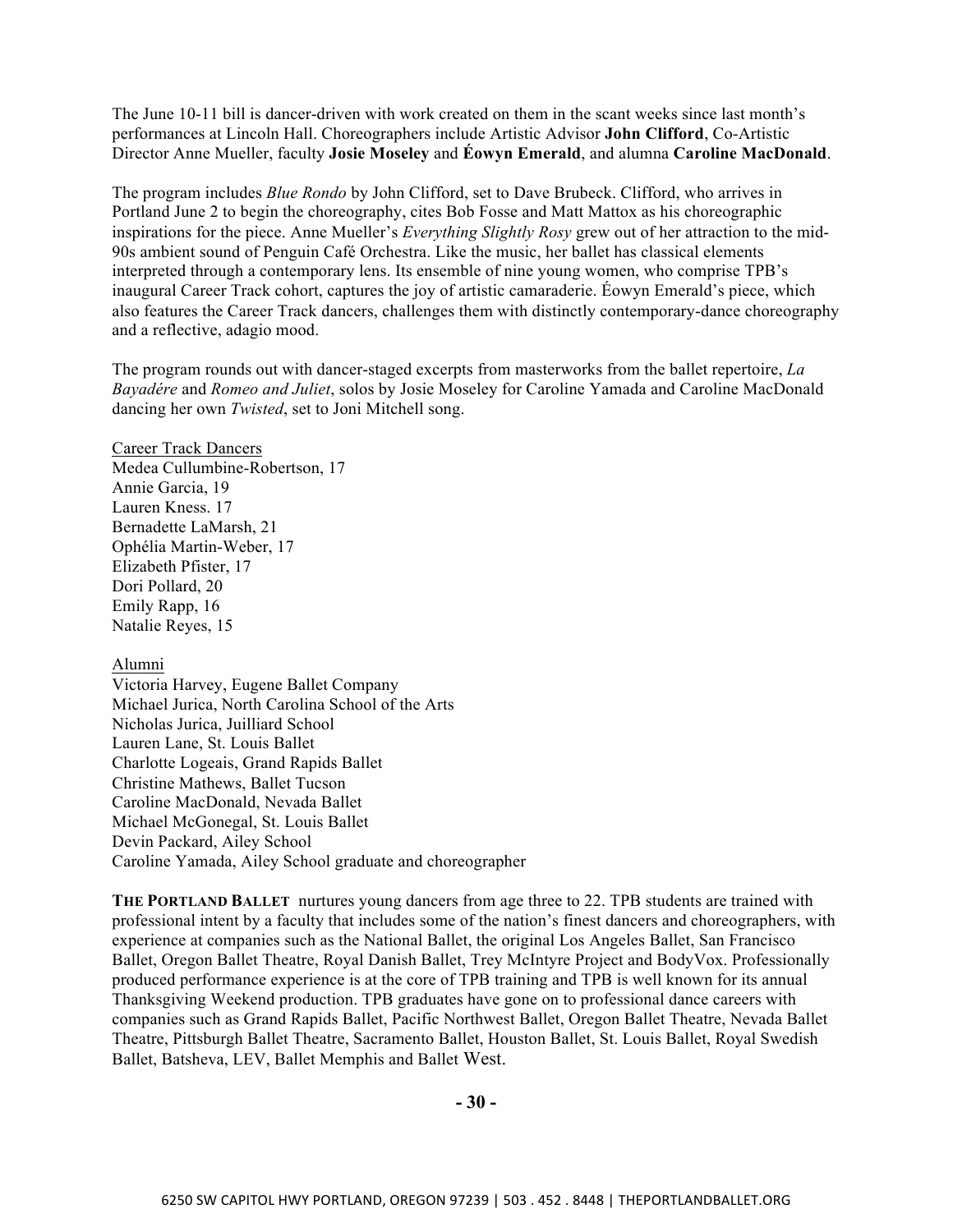The June 10-11 bill is dancer-driven with work created on them in the scant weeks since last month's performances at Lincoln Hall. Choreographers include Artistic Advisor **John Clifford**, Co-Artistic Director Anne Mueller, faculty **Josie Moseley** and **Éowyn Emerald**, and alumna **Caroline MacDonald**.

The program includes *Blue Rondo* by John Clifford, set to Dave Brubeck. Clifford, who arrives in Portland June 2 to begin the choreography, cites Bob Fosse and Matt Mattox as his choreographic inspirations for the piece. Anne Mueller's *Everything Slightly Rosy* grew out of her attraction to the mid-90s ambient sound of Penguin Café Orchestra. Like the music, her ballet has classical elements interpreted through a contemporary lens. Its ensemble of nine young women, who comprise TPB's inaugural Career Track cohort, captures the joy of artistic camaraderie. Éowyn Emerald's piece, which also features the Career Track dancers, challenges them with distinctly contemporary-dance choreography and a reflective, adagio mood.

The program rounds out with dancer-staged excerpts from masterworks from the ballet repertoire, *La Bayadére* and *Romeo and Juliet*, solos by Josie Moseley for Caroline Yamada and Caroline MacDonald dancing her own *Twisted*, set to Joni Mitchell song.

<u>Career Track Dancers</u>
Medea Cullumbine-Robertson, 17
Annie Garcia, 19
Lauren Kness. 17
Bernadette LaMarsh, 21
Ophélia Martin-Weber, 17
Elizabeth Pfister, 17
Dori Pollard, 20
Emily Rapp, 16
Natalie Reyes, 15

<u>Alumni</u>
Victoria Harvey, Eugene Ballet Company
Michael Jurica, North Carolina School of the Arts
Nicholas Jurica, Juilliard School
Lauren Lane, St. Louis Ballet
Charlotte Logeais, Grand Rapids Ballet
Christine Mathews, Ballet Tucson
Caroline MacDonald, Nevada Ballet
Michael McGonegal, St. Louis Ballet
Devin Packard, Ailey School
Caroline Yamada, Ailey School graduate and choreographer

**THE PORTLAND BALLET** nurtures young dancers from age three to 22. TPB students are trained with professional intent by a faculty that includes some of the nation's finest dancers and choreographers, with experience at companies such as the National Ballet, the original Los Angeles Ballet, San Francisco Ballet, Oregon Ballet Theatre, Royal Danish Ballet, Trey McIntyre Project and BodyVox. Professionally produced performance experience is at the core of TPB training and TPB is well known for its annual Thanksgiving Weekend production. TPB graduates have gone on to professional dance careers with companies such as Grand Rapids Ballet, Pacific Northwest Ballet, Oregon Ballet Theatre, Nevada Ballet Theatre, Pittsburgh Ballet Theatre, Sacramento Ballet, Houston Ballet, St. Louis Ballet, Royal Swedish Ballet, Batsheva, LEV, Ballet Memphis and Ballet West.

**- 30 -**

6250 SW CAPITOL HWY PORTLAND, OREGON 97239 | 503 . 452 . 8448 | THEPORTLANDBALLET.ORG